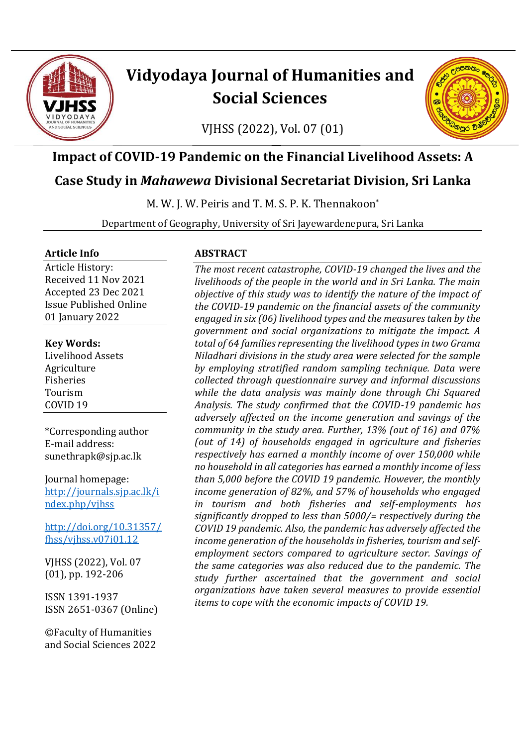# Vidyodaya Journal of Humanities and Social Sciences

VJHSS (2022), Vol. 07 (01)

## Impact of COVID-19 Pandemic on the Financial Livelihood Assets: A Case Study in *Mahawewa* Divisional Secretariat Division, Sri Lanka

M. W. J. W. Peiris and T. M. S. P. K. Thennakoon*

Department of Geography, University of Sri Jayewardenepura, Sri Lanka

**Article Info**

Article History:
Received 11 Nov 2021
Accepted 23 Dec 2021
Issue Published Online 01 January 2022

**Key Words:**
Livelihood Assets
Agriculture
Fisheries
Tourism
COVID 19

*Corresponding author
E-mail address: sunethrapk@sjp.ac.lk

Journal homepage: [http://journals.sjp.ac.lk/index.php/vjhss](http://journals.sjp.ac.lk/index.php/vjhss)

[http://doi.org/10.31357/fhss/vjhss.v07i01.12](http://doi.org/10.31357/fhss/vjhss.v07i01.12)

VJHSS (2022), Vol. 07 (01), pp. 192-206

ISSN 1391-1937
ISSN 2651-0367 (Online)

©Faculty of Humanities and Social Sciences 2022

**ABSTRACT**

*The most recent catastrophe, COVID-19 changed the lives and the livelihoods of the people in the world and in Sri Lanka. The main objective of this study was to identify the nature of the impact of the COVID-19 pandemic on the financial assets of the community engaged in six (06) livelihood types and the measures taken by the government and social organizations to mitigate the impact. A total of 64 families representing the livelihood types in two Grama Niladhari divisions in the study area were selected for the sample by employing stratified random sampling technique. Data were collected through questionnaire survey and informal discussions while the data analysis was mainly done through Chi Squared Analysis. The study confirmed that the COVID-19 pandemic has adversely affected on the income generation and savings of the community in the study area. Further, 13% (out of 16) and 07% (out of 14) of households engaged in agriculture and fisheries respectively has earned a monthly income of over 150,000 while no household in all categories has earned a monthly income of less than 5,000 before the COVID 19 pandemic. However, the monthly income generation of 82%, and 57% of households who engaged in tourism and both fisheries and self-employments has significantly dropped to less than 5000/= respectively during the COVID 19 pandemic. Also, the pandemic has adversely affected the income generation of the households in fisheries, tourism and self-employment sectors compared to agriculture sector. Savings of the same categories was also reduced due to the pandemic. The study further ascertained that the government and social organizations have taken several measures to provide essential items to cope with the economic impacts of COVID 19.*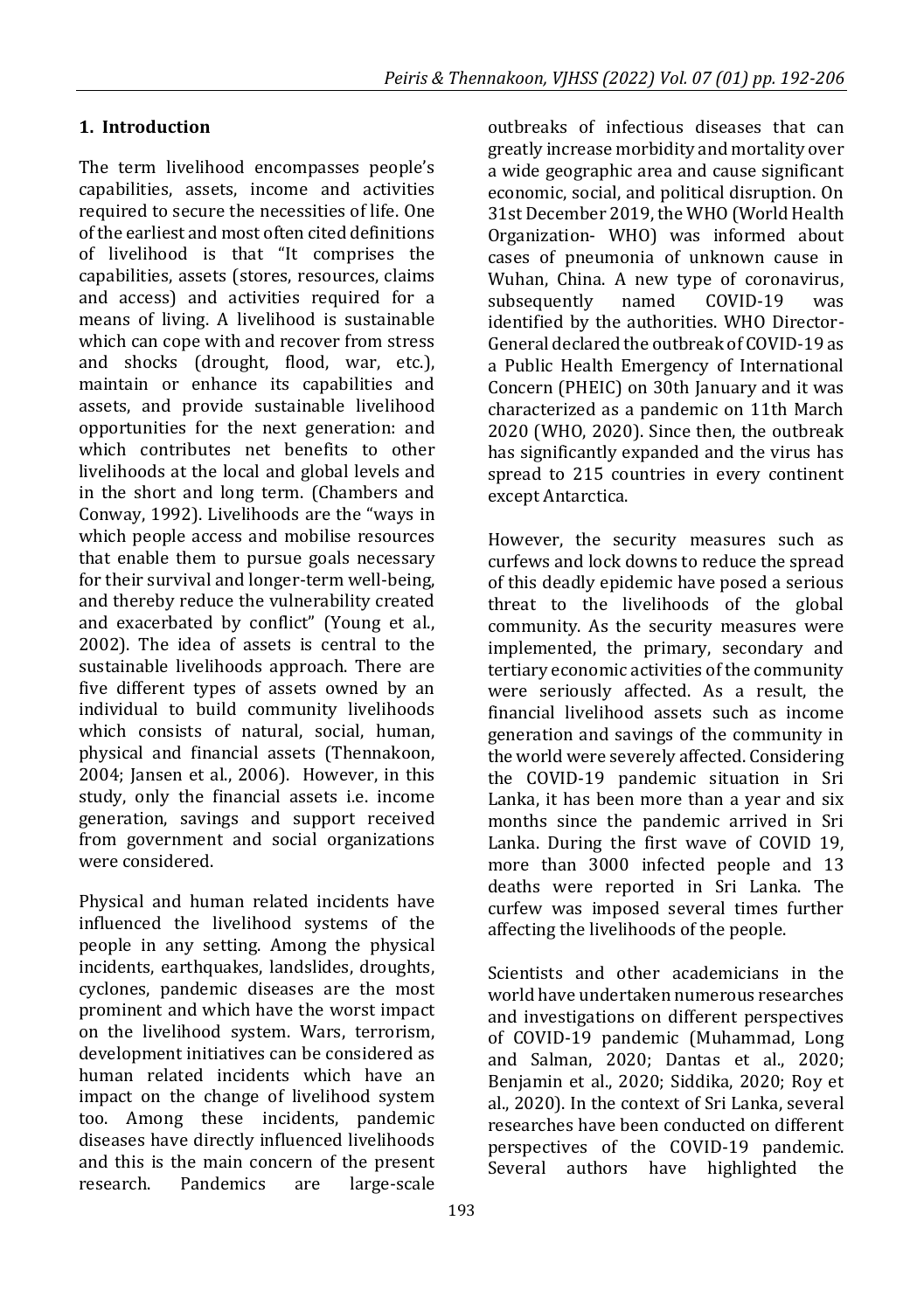## 1. Introduction

The term livelihood encompasses people's capabilities, assets, income and activities required to secure the necessities of life. One of the earliest and most often cited definitions of livelihood is that "It comprises the capabilities, assets (stores, resources, claims and access) and activities required for a means of living. A livelihood is sustainable which can cope with and recover from stress and shocks (drought, flood, war, etc.), maintain or enhance its capabilities and assets, and provide sustainable livelihood opportunities for the next generation: and which contributes net benefits to other livelihoods at the local and global levels and in the short and long term. (Chambers and Conway, 1992). Livelihoods are the "ways in which people access and mobilise resources that enable them to pursue goals necessary for their survival and longer-term well-being, and thereby reduce the vulnerability created and exacerbated by conflict" (Young et al., 2002). The idea of assets is central to the sustainable livelihoods approach. There are five different types of assets owned by an individual to build community livelihoods which consists of natural, social, human, physical and financial assets (Thennakoon, 2004; Jansen et al., 2006). However, in this study, only the financial assets i.e. income generation, savings and support received from government and social organizations were considered.

Physical and human related incidents have influenced the livelihood systems of the people in any setting. Among the physical incidents, earthquakes, landslides, droughts, cyclones, pandemic diseases are the most prominent and which have the worst impact on the livelihood system. Wars, terrorism, development initiatives can be considered as human related incidents which have an impact on the change of livelihood system too. Among these incidents, pandemic diseases have directly influenced livelihoods and this is the main concern of the present research. Pandemics are large-scale outbreaks of infectious diseases that can greatly increase morbidity and mortality over a wide geographic area and cause significant economic, social, and political disruption. On 31st December 2019, the WHO (World Health Organization- WHO) was informed about cases of pneumonia of unknown cause in Wuhan, China. A new type of coronavirus, subsequently named COVID-19 was identified by the authorities. WHO Director-General declared the outbreak of COVID-19 as a Public Health Emergency of International Concern (PHEIC) on 30th January and it was characterized as a pandemic on 11th March 2020 (WHO, 2020). Since then, the outbreak has significantly expanded and the virus has spread to 215 countries in every continent except Antarctica.

However, the security measures such as curfews and lock downs to reduce the spread of this deadly epidemic have posed a serious threat to the livelihoods of the global community. As the security measures were implemented, the primary, secondary and tertiary economic activities of the community were seriously affected. As a result, the financial livelihood assets such as income generation and savings of the community in the world were severely affected. Considering the COVID-19 pandemic situation in Sri Lanka, it has been more than a year and six months since the pandemic arrived in Sri Lanka. During the first wave of COVID 19, more than 3000 infected people and 13 deaths were reported in Sri Lanka. The curfew was imposed several times further affecting the livelihoods of the people.

Scientists and other academicians in the world have undertaken numerous researches and investigations on different perspectives of COVID-19 pandemic (Muhammad, Long and Salman, 2020; Dantas et al., 2020; Benjamin et al., 2020; Siddika, 2020; Roy et al., 2020). In the context of Sri Lanka, several researches have been conducted on different perspectives of the COVID-19 pandemic. Several authors have highlighted the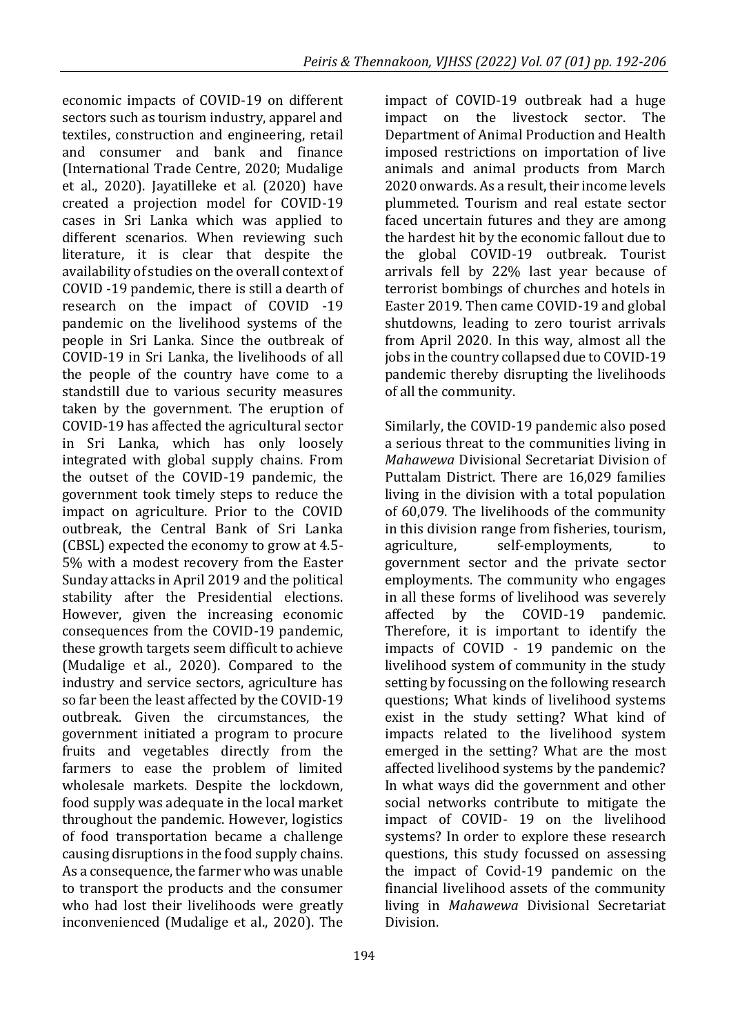economic impacts of COVID-19 on different sectors such as tourism industry, apparel and textiles, construction and engineering, retail and consumer and bank and finance (International Trade Centre, 2020; Mudalige et al., 2020). Jayatilleke et al. (2020) have created a projection model for COVID-19 cases in Sri Lanka which was applied to different scenarios. When reviewing such literature, it is clear that despite the availability of studies on the overall context of COVID -19 pandemic, there is still a dearth of research on the impact of COVID -19 pandemic on the livelihood systems of the people in Sri Lanka. Since the outbreak of COVID-19 in Sri Lanka, the livelihoods of all the people of the country have come to a standstill due to various security measures taken by the government. The eruption of COVID-19 has affected the agricultural sector in Sri Lanka, which has only loosely integrated with global supply chains. From the outset of the COVID-19 pandemic, the government took timely steps to reduce the impact on agriculture. Prior to the COVID outbreak, the Central Bank of Sri Lanka (CBSL) expected the economy to grow at 4.5-5% with a modest recovery from the Easter Sunday attacks in April 2019 and the political stability after the Presidential elections. However, given the increasing economic consequences from the COVID-19 pandemic, these growth targets seem difficult to achieve (Mudalige et al., 2020). Compared to the industry and service sectors, agriculture has so far been the least affected by the COVID-19 outbreak. Given the circumstances, the government initiated a program to procure fruits and vegetables directly from the farmers to ease the problem of limited wholesale markets. Despite the lockdown, food supply was adequate in the local market throughout the pandemic. However, logistics of food transportation became a challenge causing disruptions in the food supply chains. As a consequence, the farmer who was unable to transport the products and the consumer who had lost their livelihoods were greatly inconvenienced (Mudalige et al., 2020). The impact of COVID-19 outbreak had a huge impact on the livestock sector. The Department of Animal Production and Health imposed restrictions on importation of live animals and animal products from March 2020 onwards. As a result, their income levels plummeted. Tourism and real estate sector faced uncertain futures and they are among the hardest hit by the economic fallout due to the global COVID-19 outbreak. Tourist arrivals fell by 22% last year because of terrorist bombings of churches and hotels in Easter 2019. Then came COVID-19 and global shutdowns, leading to zero tourist arrivals from April 2020. In this way, almost all the jobs in the country collapsed due to COVID-19 pandemic thereby disrupting the livelihoods of all the community.

Similarly, the COVID-19 pandemic also posed a serious threat to the communities living in *Mahawewa* Divisional Secretariat Division of Puttalam District. There are 16,029 families living in the division with a total population of 60,079. The livelihoods of the community in this division range from fisheries, tourism, agriculture, self-employments, to government sector and the private sector employments. The community who engages in all these forms of livelihood was severely affected by the COVID-19 pandemic. Therefore, it is important to identify the impacts of COVID - 19 pandemic on the livelihood system of community in the study setting by focussing on the following research questions; What kinds of livelihood systems exist in the study setting? What kind of impacts related to the livelihood system emerged in the setting? What are the most affected livelihood systems by the pandemic? In what ways did the government and other social networks contribute to mitigate the impact of COVID- 19 on the livelihood systems? In order to explore these research questions, this study focussed on assessing the impact of Covid-19 pandemic on the financial livelihood assets of the community living in *Mahawewa* Divisional Secretariat Division.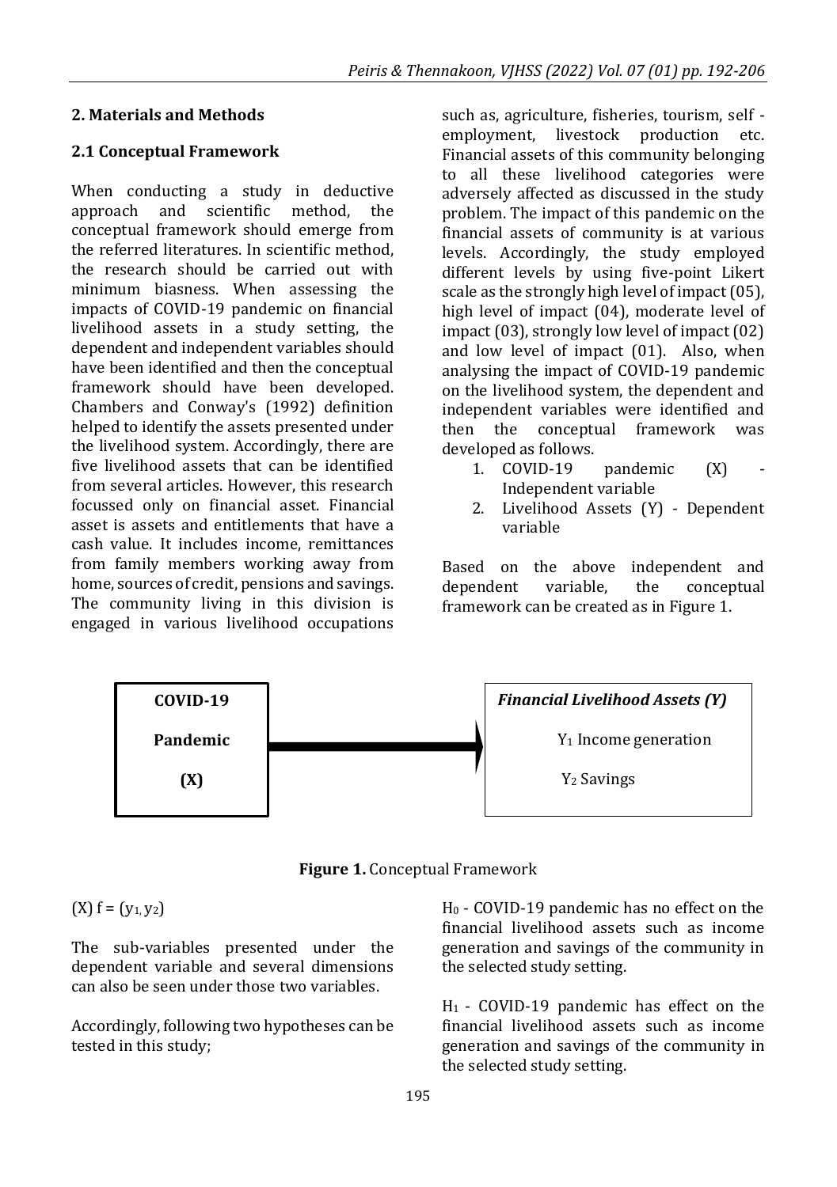## 2. Materials and Methods

### 2.1 Conceptual Framework

When conducting a study in deductive approach and scientific method, the conceptual framework should emerge from the referred literatures. In scientific method, the research should be carried out with minimum biasness. When assessing the impacts of COVID-19 pandemic on financial livelihood assets in a study setting, the dependent and independent variables should have been identified and then the conceptual framework should have been developed. Chambers and Conway's (1992) definition helped to identify the assets presented under the livelihood system. Accordingly, there are five livelihood assets that can be identified from several articles. However, this research focussed only on financial asset. Financial asset is assets and entitlements that have a cash value. It includes income, remittances from family members working away from home, sources of credit, pensions and savings. The community living in this division is engaged in various livelihood occupations such as, agriculture, fisheries, tourism, self - employment, livestock production etc. Financial assets of this community belonging to all these livelihood categories were adversely affected as discussed in the study problem. The impact of this pandemic on the financial assets of community is at various levels. Accordingly, the study employed different levels by using five-point Likert scale as the strongly high level of impact (05), high level of impact (04), moderate level of impact (03), strongly low level of impact (02) and low level of impact (01). Also, when analysing the impact of COVID-19 pandemic on the livelihood system, the dependent and independent variables were identified and then the conceptual framework was developed as follows.

1. COVID-19 pandemic (X) - Independent variable
2. Livelihood Assets (Y) - Dependent variable

Based on the above independent and dependent variable, the conceptual framework can be created as in Figure 1.

**COVID-19 Pandemic (X)** → ***Financial Livelihood Assets (Y)***

$Y_1$ Income generation

$Y_2$ Savings

**Figure 1.** Conceptual Framework

$(X)\ f = (y_1, y_2)$

The sub-variables presented under the dependent variable and several dimensions can also be seen under those two variables.

Accordingly, following two hypotheses can be tested in this study;

$H_0$ - COVID-19 pandemic has no effect on the financial livelihood assets such as income generation and savings of the community in the selected study setting.

$H_1$ - COVID-19 pandemic has effect on the financial livelihood assets such as income generation and savings of the community in the selected study setting.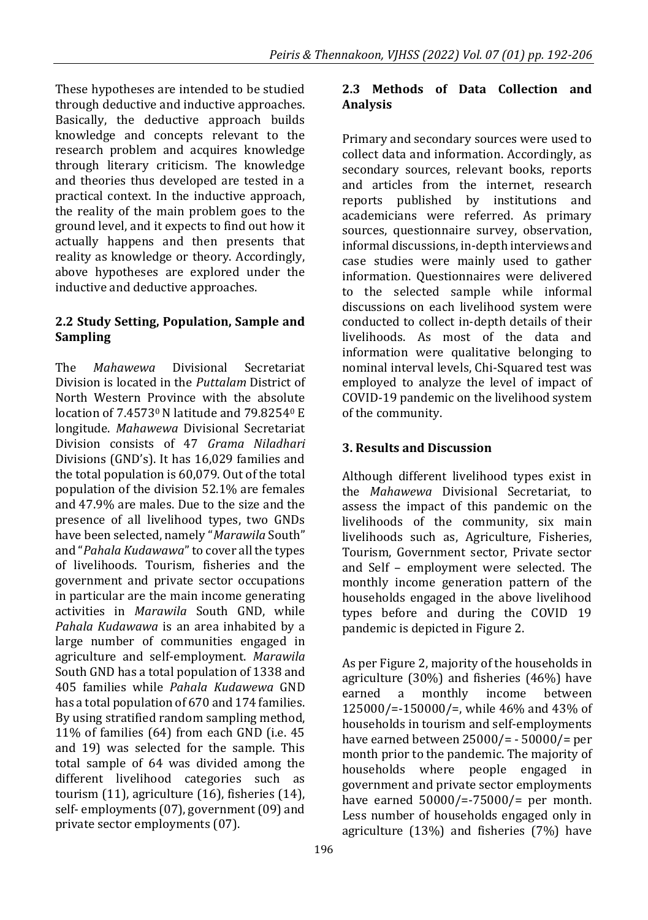These hypotheses are intended to be studied through deductive and inductive approaches. Basically, the deductive approach builds knowledge and concepts relevant to the research problem and acquires knowledge through literary criticism. The knowledge and theories thus developed are tested in a practical context. In the inductive approach, the reality of the main problem goes to the ground level, and it expects to find out how it actually happens and then presents that reality as knowledge or theory. Accordingly, above hypotheses are explored under the inductive and deductive approaches.

### 2.2 Study Setting, Population, Sample and Sampling

The *Mahawewa* Divisional Secretariat Division is located in the *Puttalam* District of North Western Province with the absolute location of $7.4573^0$ N latitude and $79.8254^0$ E longitude. *Mahawewa* Divisional Secretariat Division consists of 47 *Grama Niladhari* Divisions (GND's). It has 16,029 families and the total population is 60,079. Out of the total population of the division 52.1% are females and 47.9% are males. Due to the size and the presence of all livelihood types, two GNDs have been selected, namely "*Marawila* South" and "*Pahala Kudawawa*" to cover all the types of livelihoods. Tourism, fisheries and the government and private sector occupations in particular are the main income generating activities in *Marawila* South GND, while *Pahala Kudawawa* is an area inhabited by a large number of communities engaged in agriculture and self-employment. *Marawila* South GND has a total population of 1338 and 405 families while *Pahala Kudawewa* GND has a total population of 670 and 174 families. By using stratified random sampling method, 11% of families (64) from each GND (i.e. 45 and 19) was selected for the sample. This total sample of 64 was divided among the different livelihood categories such as tourism (11), agriculture (16), fisheries (14), self- employments (07), government (09) and private sector employments (07).

### 2.3 Methods of Data Collection and Analysis

Primary and secondary sources were used to collect data and information. Accordingly, as secondary sources, relevant books, reports and articles from the internet, research reports published by institutions and academicians were referred. As primary sources, questionnaire survey, observation, informal discussions, in-depth interviews and case studies were mainly used to gather information. Questionnaires were delivered to the selected sample while informal discussions on each livelihood system were conducted to collect in-depth details of their livelihoods. As most of the data and information were qualitative belonging to nominal interval levels, Chi-Squared test was employed to analyze the level of impact of COVID-19 pandemic on the livelihood system of the community.

## 3. Results and Discussion

Although different livelihood types exist in the *Mahawewa* Divisional Secretariat, to assess the impact of this pandemic on the livelihoods of the community, six main livelihoods such as, Agriculture, Fisheries, Tourism, Government sector, Private sector and Self – employment were selected. The monthly income generation pattern of the households engaged in the above livelihood types before and during the COVID 19 pandemic is depicted in Figure 2.

As per Figure 2, majority of the households in agriculture (30%) and fisheries (46%) have earned a monthly income between 125000/=-150000/=, while 46% and 43% of households in tourism and self-employments have earned between 25000/= - 50000/= per month prior to the pandemic. The majority of households where people engaged in government and private sector employments have earned 50000/=-75000/= per month. Less number of households engaged only in agriculture (13%) and fisheries (7%) have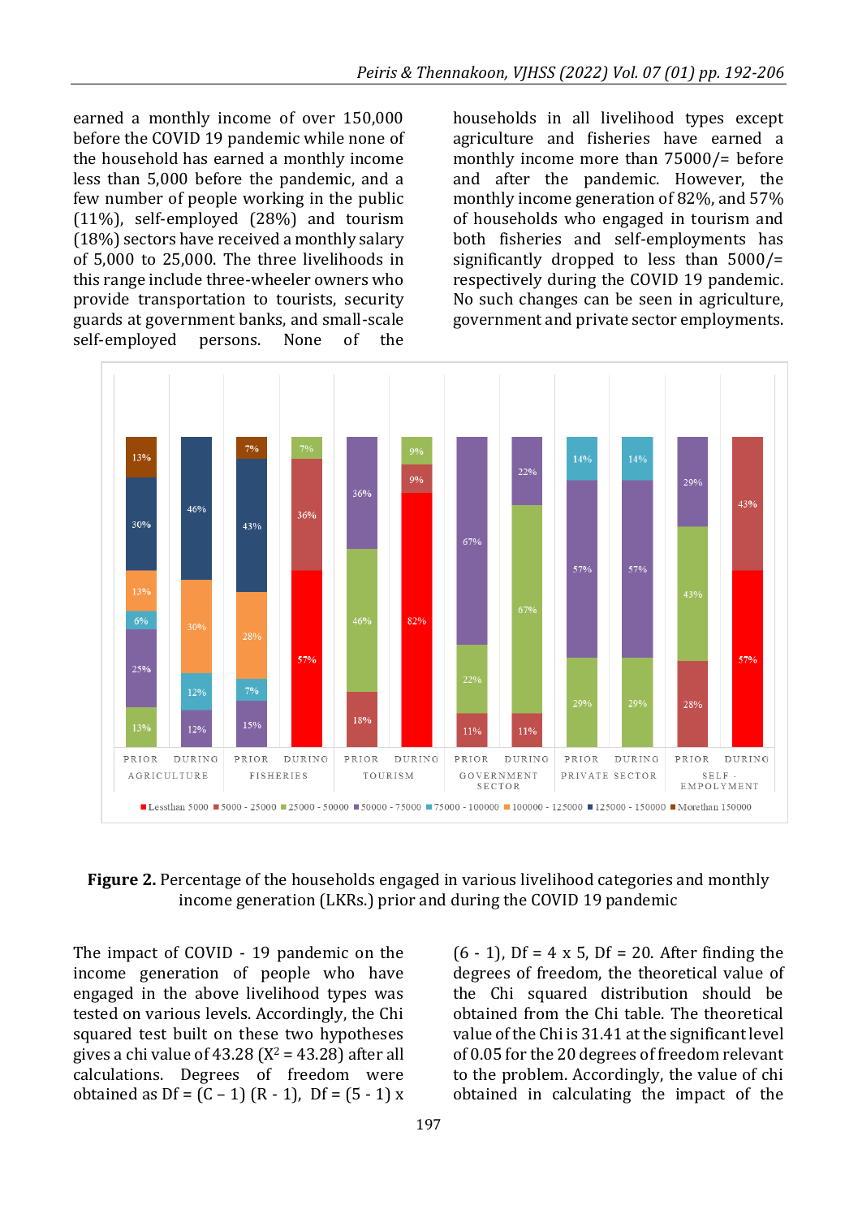earned a monthly income of over 150,000 before the COVID 19 pandemic while none of the household has earned a monthly income less than 5,000 before the pandemic, and a few number of people working in the public (11%), self-employed (28%) and tourism (18%) sectors have received a monthly salary of 5,000 to 25,000. The three livelihoods in this range include three-wheeler owners who provide transportation to tourists, security guards at government banks, and small-scale self-employed persons. None of the households in all livelihood types except agriculture and fisheries have earned a monthly income more than 75000/= before and after the pandemic. However, the monthly income generation of 82%, and 57% of households who engaged in tourism and both fisheries and self-employments has significantly dropped to less than 5000/= respectively during the COVID 19 pandemic. No such changes can be seen in agriculture, government and private sector employments.

**Figure 2.** Percentage of the households engaged in various livelihood categories and monthly income generation (LKRs.) prior and during the COVID 19 pandemic

The impact of COVID - 19 pandemic on the income generation of people who have engaged in the above livelihood types was tested on various levels. Accordingly, the Chi squared test built on these two hypotheses gives a chi value of 43.28 ($X^2$ = 43.28) after all calculations. Degrees of freedom were obtained as Df = (C – 1) (R - 1), Df = (5 - 1) x (6 - 1), Df = 4 x 5, Df = 20. After finding the degrees of freedom, the theoretical value of the Chi squared distribution should be obtained from the Chi table. The theoretical value of the Chi is 31.41 at the significant level of 0.05 for the 20 degrees of freedom relevant to the problem. Accordingly, the value of chi obtained in calculating the impact of the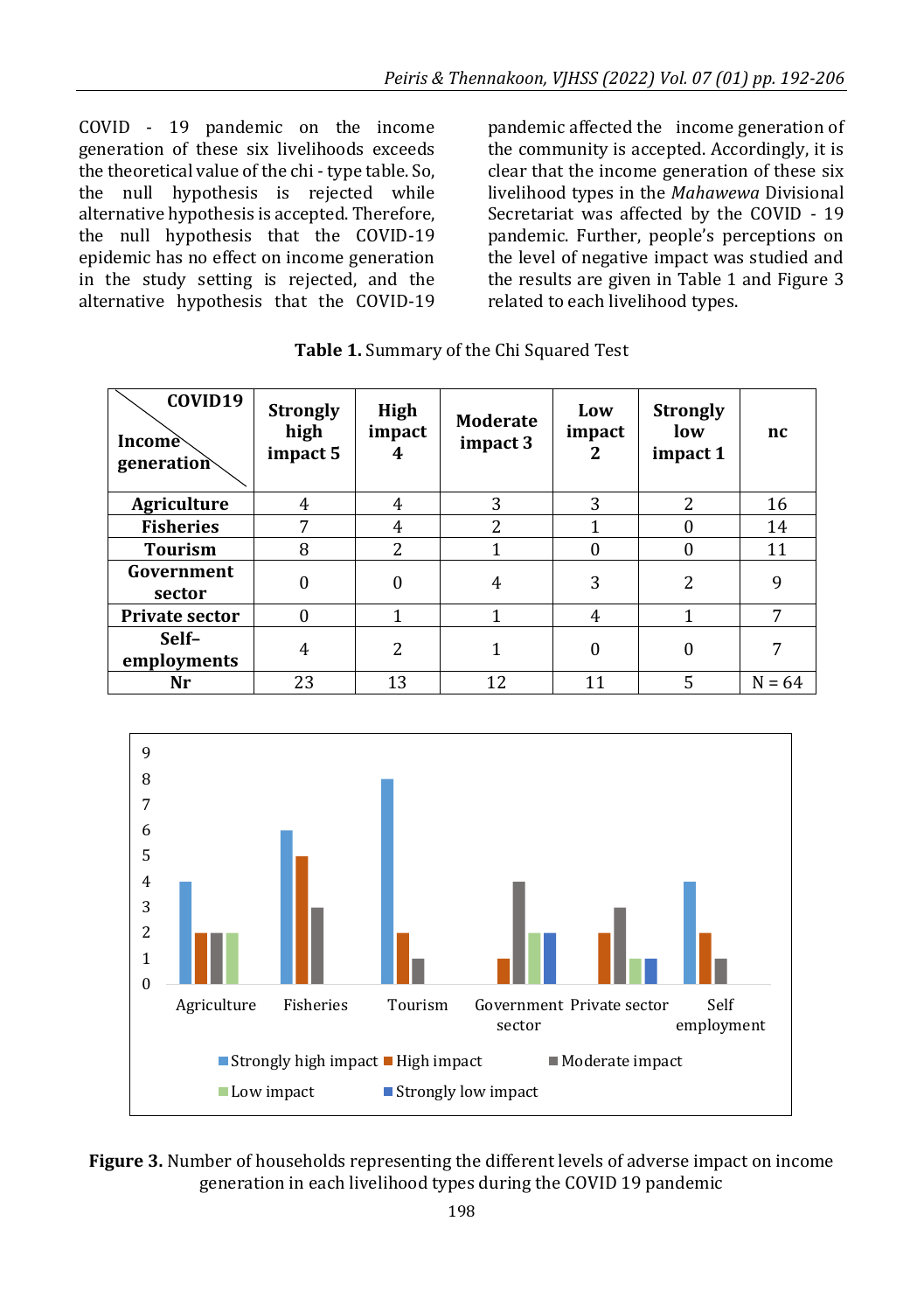COVID - 19 pandemic on the income generation of these six livelihoods exceeds the theoretical value of the chi - type table. So, the null hypothesis is rejected while alternative hypothesis is accepted. Therefore, the null hypothesis that the COVID-19 epidemic has no effect on income generation in the study setting is rejected, and the alternative hypothesis that the COVID-19 pandemic affected the income generation of the community is accepted. Accordingly, it is clear that the income generation of these six livelihood types in the *Mahawewa* Divisional Secretariat was affected by the COVID - 19 pandemic. Further, people's perceptions on the level of negative impact was studied and the results are given in Table 1 and Figure 3 related to each livelihood types.

**Table 1.** Summary of the Chi Squared Test

| COVID19 / Income generation | Strongly high impact 5 | High impact 4 | Moderate impact 3 | Low impact 2 | Strongly low impact 1 | nc |
|---|---|---|---|---|---|---|
| **Agriculture** | 4 | 4 | 3 | 3 | 2 | 16 |
| **Fisheries** | 7 | 4 | 2 | 1 | 0 | 14 |
| **Tourism** | 8 | 2 | 1 | 0 | 0 | 11 |
| **Government sector** | 0 | 0 | 4 | 3 | 2 | 9 |
| **Private sector** | 0 | 1 | 1 | 4 | 1 | 7 |
| **Self–employments** | 4 | 2 | 1 | 0 | 0 | 7 |
| **Nr** | 23 | 13 | 12 | 11 | 5 | N = 64 |

**Figure 3.** Number of households representing the different levels of adverse impact on income generation in each livelihood types during the COVID 19 pandemic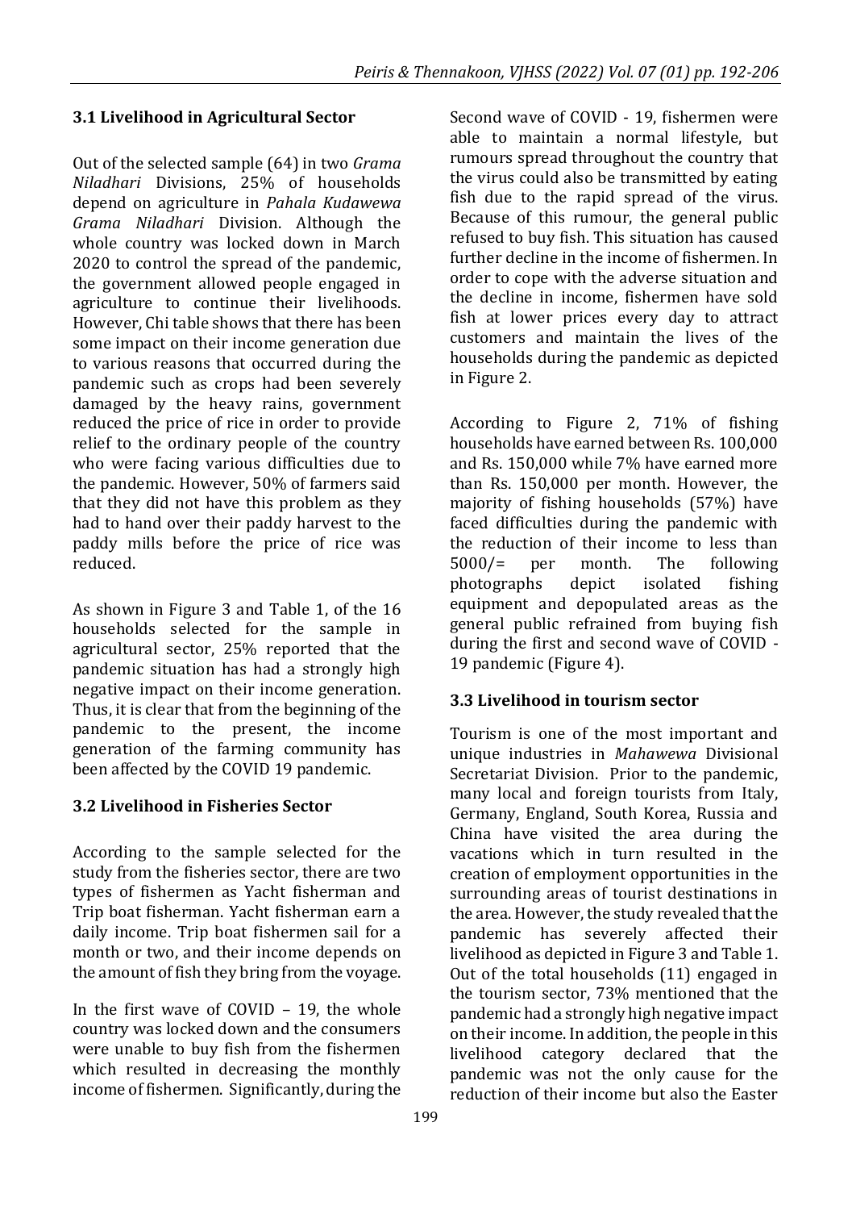### 3.1 Livelihood in Agricultural Sector

Out of the selected sample (64) in two *Grama Niladhari* Divisions, 25% of households depend on agriculture in *Pahala Kudawewa Grama Niladhari* Division. Although the whole country was locked down in March 2020 to control the spread of the pandemic, the government allowed people engaged in agriculture to continue their livelihoods. However, Chi table shows that there has been some impact on their income generation due to various reasons that occurred during the pandemic such as crops had been severely damaged by the heavy rains, government reduced the price of rice in order to provide relief to the ordinary people of the country who were facing various difficulties due to the pandemic. However, 50% of farmers said that they did not have this problem as they had to hand over their paddy harvest to the paddy mills before the price of rice was reduced.

As shown in Figure 3 and Table 1, of the 16 households selected for the sample in agricultural sector, 25% reported that the pandemic situation has had a strongly high negative impact on their income generation. Thus, it is clear that from the beginning of the pandemic to the present, the income generation of the farming community has been affected by the COVID 19 pandemic.

### 3.2 Livelihood in Fisheries Sector

According to the sample selected for the study from the fisheries sector, there are two types of fishermen as Yacht fisherman and Trip boat fisherman. Yacht fisherman earn a daily income. Trip boat fishermen sail for a month or two, and their income depends on the amount of fish they bring from the voyage.

In the first wave of COVID – 19, the whole country was locked down and the consumers were unable to buy fish from the fishermen which resulted in decreasing the monthly income of fishermen. Significantly, during the Second wave of COVID - 19, fishermen were able to maintain a normal lifestyle, but rumours spread throughout the country that the virus could also be transmitted by eating fish due to the rapid spread of the virus. Because of this rumour, the general public refused to buy fish. This situation has caused further decline in the income of fishermen. In order to cope with the adverse situation and the decline in income, fishermen have sold fish at lower prices every day to attract customers and maintain the lives of the households during the pandemic as depicted in Figure 2.

According to Figure 2, 71% of fishing households have earned between Rs. 100,000 and Rs. 150,000 while 7% have earned more than Rs. 150,000 per month. However, the majority of fishing households (57%) have faced difficulties during the pandemic with the reduction of their income to less than 5000/= per month. The following photographs depict isolated fishing equipment and depopulated areas as the general public refrained from buying fish during the first and second wave of COVID - 19 pandemic (Figure 4).

### 3.3 Livelihood in tourism sector

Tourism is one of the most important and unique industries in *Mahawewa* Divisional Secretariat Division. Prior to the pandemic, many local and foreign tourists from Italy, Germany, England, South Korea, Russia and China have visited the area during the vacations which in turn resulted in the creation of employment opportunities in the surrounding areas of tourist destinations in the area. However, the study revealed that the pandemic has severely affected their livelihood as depicted in Figure 3 and Table 1. Out of the total households (11) engaged in the tourism sector, 73% mentioned that the pandemic had a strongly high negative impact on their income. In addition, the people in this livelihood category declared that the pandemic was not the only cause for the reduction of their income but also the Easter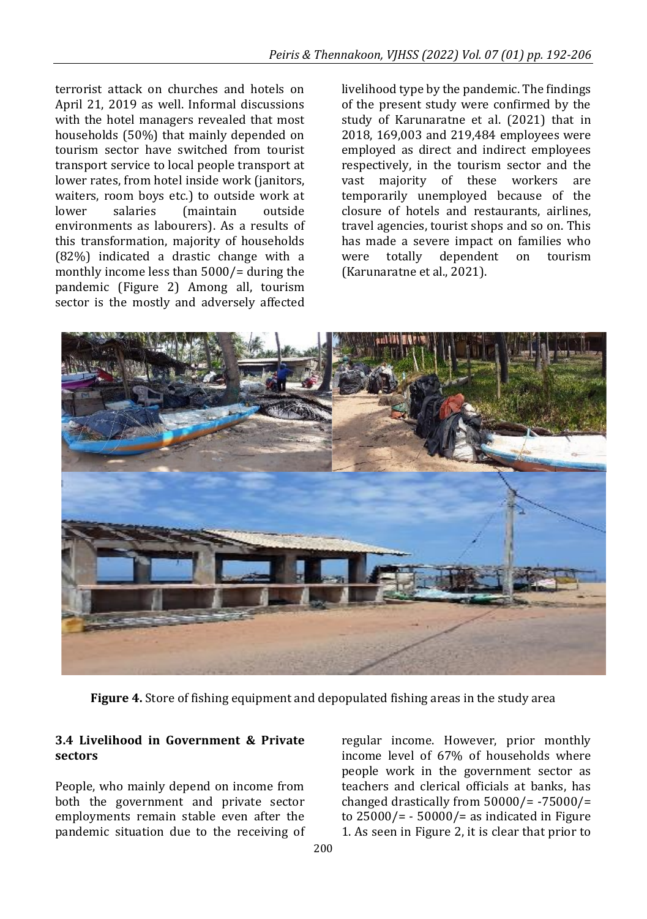terrorist attack on churches and hotels on April 21, 2019 as well. Informal discussions with the hotel managers revealed that most households (50%) that mainly depended on tourism sector have switched from tourist transport service to local people transport at lower rates, from hotel inside work (janitors, waiters, room boys etc.) to outside work at lower salaries (maintain outside environments as labourers). As a results of this transformation, majority of households (82%) indicated a drastic change with a monthly income less than 5000/= during the pandemic (Figure 2) Among all, tourism sector is the mostly and adversely affected livelihood type by the pandemic. The findings of the present study were confirmed by the study of Karunaratne et al. (2021) that in 2018, 169,003 and 219,484 employees were employed as direct and indirect employees respectively, in the tourism sector and the vast majority of these workers are temporarily unemployed because of the closure of hotels and restaurants, airlines, travel agencies, tourist shops and so on. This has made a severe impact on families who were totally dependent on tourism (Karunaratne et al., 2021).

**Figure 4.** Store of fishing equipment and depopulated fishing areas in the study area

### 3.4 Livelihood in Government & Private sectors

People, who mainly depend on income from both the government and private sector employments remain stable even after the pandemic situation due to the receiving of regular income. However, prior monthly income level of 67% of households where people work in the government sector as teachers and clerical officials at banks, has changed drastically from 50000/= -75000/= to 25000/= - 50000/= as indicated in Figure 1. As seen in Figure 2, it is clear that prior to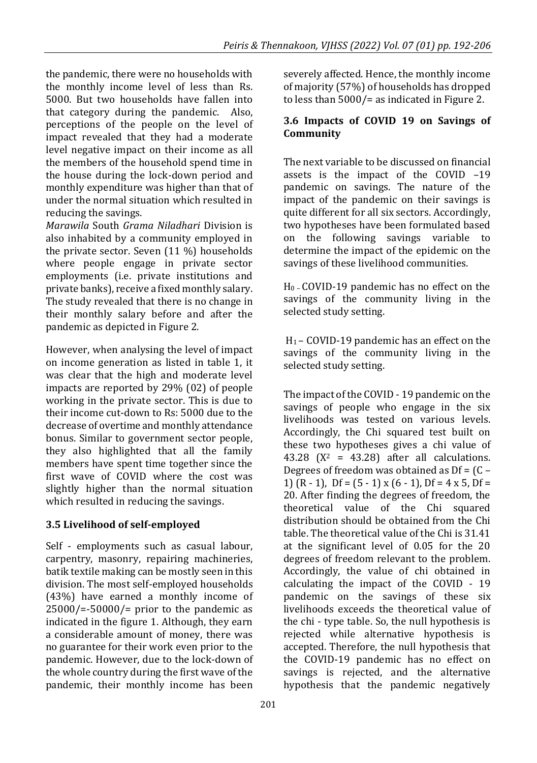the pandemic, there were no households with the monthly income level of less than Rs. 5000. But two households have fallen into that category during the pandemic. Also, perceptions of the people on the level of impact revealed that they had a moderate level negative impact on their income as all the members of the household spend time in the house during the lock-down period and monthly expenditure was higher than that of under the normal situation which resulted in reducing the savings.

*Marawila* South *Grama Niladhari* Division is also inhabited by a community employed in the private sector. Seven (11 %) households where people engage in private sector employments (i.e. private institutions and private banks), receive a fixed monthly salary. The study revealed that there is no change in their monthly salary before and after the pandemic as depicted in Figure 2.

However, when analysing the level of impact on income generation as listed in table 1, it was clear that the high and moderate level impacts are reported by 29% (02) of people working in the private sector. This is due to their income cut-down to Rs: 5000 due to the decrease of overtime and monthly attendance bonus. Similar to government sector people, they also highlighted that all the family members have spent time together since the first wave of COVID where the cost was slightly higher than the normal situation which resulted in reducing the savings.

### 3.5 Livelihood of self-employed

Self - employments such as casual labour, carpentry, masonry, repairing machineries, batik textile making can be mostly seen in this division. The most self-employed households (43%) have earned a monthly income of 25000/=-50000/= prior to the pandemic as indicated in the figure 1. Although, they earn a considerable amount of money, there was no guarantee for their work even prior to the pandemic. However, due to the lock-down of the whole country during the first wave of the pandemic, their monthly income has been severely affected. Hence, the monthly income of majority (57%) of households has dropped to less than 5000/= as indicated in Figure 2.

### 3.6 Impacts of COVID 19 on Savings of Community

The next variable to be discussed on financial assets is the impact of the COVID –19 pandemic on savings. The nature of the impact of the pandemic on their savings is quite different for all six sectors. Accordingly, two hypotheses have been formulated based on the following savings variable to determine the impact of the epidemic on the savings of these livelihood communities.

$H_0$ - COVID-19 pandemic has no effect on the savings of the community living in the selected study setting.

$H_1$ – COVID-19 pandemic has an effect on the savings of the community living in the selected study setting.

The impact of the COVID - 19 pandemic on the savings of people who engage in the six livelihoods was tested on various levels. Accordingly, the Chi squared test built on these two hypotheses gives a chi value of 43.28 ($X^2$ = 43.28) after all calculations. Degrees of freedom was obtained as Df = (C – 1) (R - 1), Df = (5 - 1) x (6 - 1), Df = 4 x 5, Df = 20. After finding the degrees of freedom, the theoretical value of the Chi squared distribution should be obtained from the Chi table. The theoretical value of the Chi is 31.41 at the significant level of 0.05 for the 20 degrees of freedom relevant to the problem. Accordingly, the value of chi obtained in calculating the impact of the COVID - 19 pandemic on the savings of these six livelihoods exceeds the theoretical value of the chi - type table. So, the null hypothesis is rejected while alternative hypothesis is accepted. Therefore, the null hypothesis that the COVID-19 pandemic has no effect on savings is rejected, and the alternative hypothesis that the pandemic negatively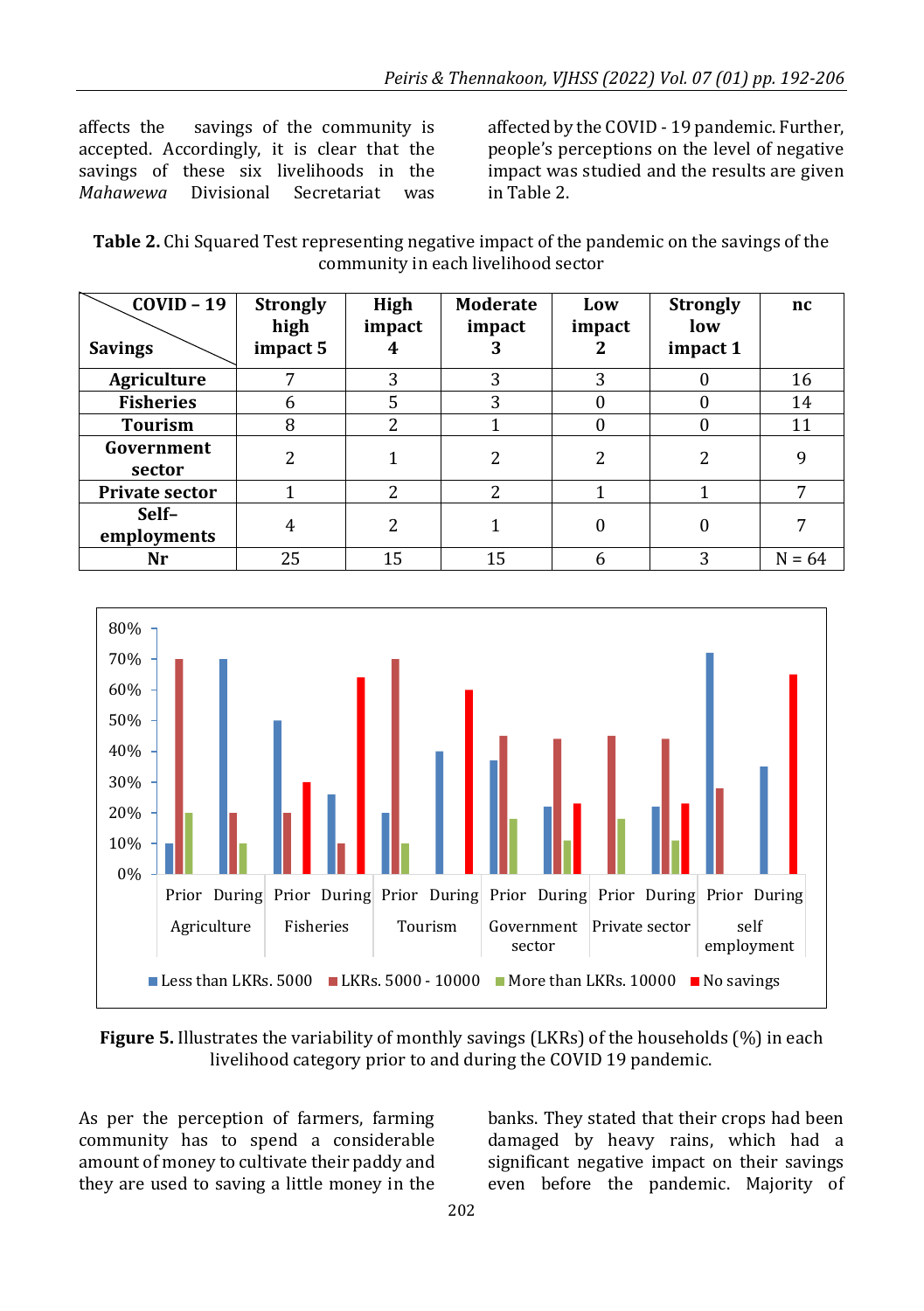affects the savings of the community is accepted. Accordingly, it is clear that the savings of these six livelihoods in the *Mahawewa* Divisional Secretariat was affected by the COVID - 19 pandemic. Further, people's perceptions on the level of negative impact was studied and the results are given in Table 2.

**Table 2.** Chi Squared Test representing negative impact of the pandemic on the savings of the community in each livelihood sector

| COVID – 19 / Savings | Strongly high impact 5 | High impact 4 | Moderate impact 3 | Low impact 2 | Strongly low impact 1 | nc |
|---|---|---|---|---|---|---|
| **Agriculture** | 7 | 3 | 3 | 3 | 0 | 16 |
| **Fisheries** | 6 | 5 | 3 | 0 | 0 | 14 |
| **Tourism** | 8 | 2 | 1 | 0 | 0 | 11 |
| **Government sector** | 2 | 1 | 2 | 2 | 2 | 9 |
| **Private sector** | 1 | 2 | 2 | 1 | 1 | 7 |
| **Self–employments** | 4 | 2 | 1 | 0 | 0 | 7 |
| **Nr** | 25 | 15 | 15 | 6 | 3 | N = 64 |

**Figure 5.** Illustrates the variability of monthly savings (LKRs) of the households (%) in each livelihood category prior to and during the COVID 19 pandemic.

As per the perception of farmers, farming community has to spend a considerable amount of money to cultivate their paddy and they are used to saving a little money in the banks. They stated that their crops had been damaged by heavy rains, which had a significant negative impact on their savings even before the pandemic. Majority of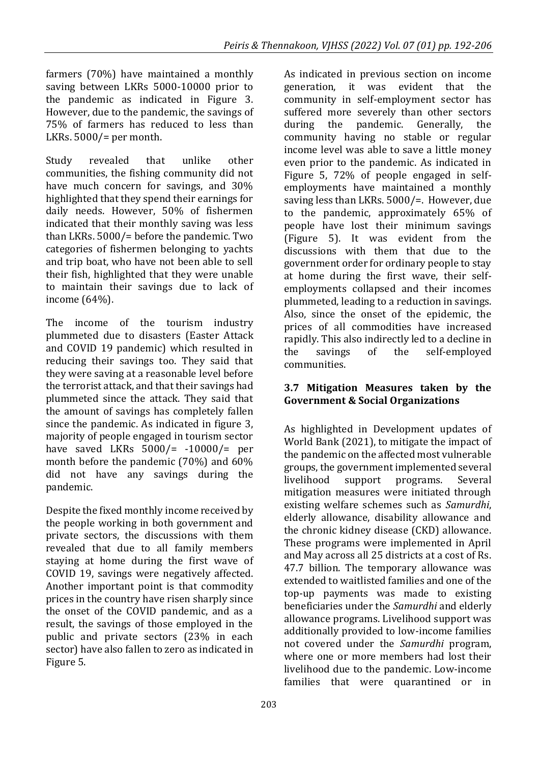farmers (70%) have maintained a monthly saving between LKRs 5000-10000 prior to the pandemic as indicated in Figure 3. However, due to the pandemic, the savings of 75% of farmers has reduced to less than LKRs. 5000/= per month.

Study revealed that unlike other communities, the fishing community did not have much concern for savings, and 30% highlighted that they spend their earnings for daily needs. However, 50% of fishermen indicated that their monthly saving was less than LKRs. 5000/= before the pandemic. Two categories of fishermen belonging to yachts and trip boat, who have not been able to sell their fish, highlighted that they were unable to maintain their savings due to lack of income (64%).

The income of the tourism industry plummeted due to disasters (Easter Attack and COVID 19 pandemic) which resulted in reducing their savings too. They said that they were saving at a reasonable level before the terrorist attack, and that their savings had plummeted since the attack. They said that the amount of savings has completely fallen since the pandemic. As indicated in figure 3, majority of people engaged in tourism sector have saved LKRs 5000/= -10000/= per month before the pandemic (70%) and 60% did not have any savings during the pandemic.

Despite the fixed monthly income received by the people working in both government and private sectors, the discussions with them revealed that due to all family members staying at home during the first wave of COVID 19, savings were negatively affected. Another important point is that commodity prices in the country have risen sharply since the onset of the COVID pandemic, and as a result, the savings of those employed in the public and private sectors (23% in each sector) have also fallen to zero as indicated in Figure 5.

As indicated in previous section on income generation, it was evident that the community in self-employment sector has suffered more severely than other sectors during the pandemic. Generally, the community having no stable or regular income level was able to save a little money even prior to the pandemic. As indicated in Figure 5, 72% of people engaged in self-employments have maintained a monthly saving less than LKRs. 5000/=. However, due to the pandemic, approximately 65% of people have lost their minimum savings (Figure 5). It was evident from the discussions with them that due to the government order for ordinary people to stay at home during the first wave, their self-employments collapsed and their incomes plummeted, leading to a reduction in savings. Also, since the onset of the epidemic, the prices of all commodities have increased rapidly. This also indirectly led to a decline in the savings of the self-employed communities.

### 3.7 Mitigation Measures taken by the Government & Social Organizations

As highlighted in Development updates of World Bank (2021), to mitigate the impact of the pandemic on the affected most vulnerable groups, the government implemented several livelihood support programs. Several mitigation measures were initiated through existing welfare schemes such as *Samurdhi*, elderly allowance, disability allowance and the chronic kidney disease (CKD) allowance. These programs were implemented in April and May across all 25 districts at a cost of Rs. 47.7 billion. The temporary allowance was extended to waitlisted families and one of the top-up payments was made to existing beneficiaries under the *Samurdhi* and elderly allowance programs. Livelihood support was additionally provided to low-income families not covered under the *Samurdhi* program, where one or more members had lost their livelihood due to the pandemic. Low-income families that were quarantined or in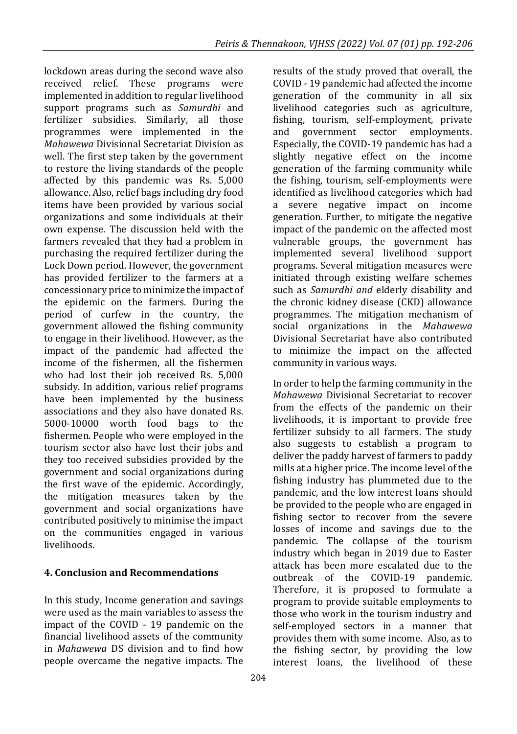lockdown areas during the second wave also received relief. These programs were implemented in addition to regular livelihood support programs such as *Samurdhi* and fertilizer subsidies. Similarly, all those programmes were implemented in the *Mahawewa* Divisional Secretariat Division as well. The first step taken by the government to restore the living standards of the people affected by this pandemic was Rs. 5,000 allowance. Also, relief bags including dry food items have been provided by various social organizations and some individuals at their own expense. The discussion held with the farmers revealed that they had a problem in purchasing the required fertilizer during the Lock Down period. However, the government has provided fertilizer to the farmers at a concessionary price to minimize the impact of the epidemic on the farmers. During the period of curfew in the country, the government allowed the fishing community to engage in their livelihood. However, as the impact of the pandemic had affected the income of the fishermen, all the fishermen who had lost their job received Rs. 5,000 subsidy. In addition, various relief programs have been implemented by the business associations and they also have donated Rs. 5000-10000 worth food bags to the fishermen. People who were employed in the tourism sector also have lost their jobs and they too received subsidies provided by the government and social organizations during the first wave of the epidemic. Accordingly, the mitigation measures taken by the government and social organizations have contributed positively to minimise the impact on the communities engaged in various livelihoods.

## 4. Conclusion and Recommendations

In this study, Income generation and savings were used as the main variables to assess the impact of the COVID - 19 pandemic on the financial livelihood assets of the community in *Mahawewa* DS division and to find how people overcame the negative impacts. The results of the study proved that overall, the COVID - 19 pandemic had affected the income generation of the community in all six livelihood categories such as agriculture, fishing, tourism, self-employment, private and government sector employments. Especially, the COVID-19 pandemic has had a slightly negative effect on the income generation of the farming community while the fishing, tourism, self-employments were identified as livelihood categories which had a severe negative impact on income generation. Further, to mitigate the negative impact of the pandemic on the affected most vulnerable groups, the government has implemented several livelihood support programs. Several mitigation measures were initiated through existing welfare schemes such as *Samurdhi and* elderly disability and the chronic kidney disease (CKD) allowance programmes. The mitigation mechanism of social organizations in the *Mahawewa* Divisional Secretariat have also contributed to minimize the impact on the affected community in various ways.

In order to help the farming community in the *Mahawewa* Divisional Secretariat to recover from the effects of the pandemic on their livelihoods, it is important to provide free fertilizer subsidy to all farmers. The study also suggests to establish a program to deliver the paddy harvest of farmers to paddy mills at a higher price. The income level of the fishing industry has plummeted due to the pandemic, and the low interest loans should be provided to the people who are engaged in fishing sector to recover from the severe losses of income and savings due to the pandemic. The collapse of the tourism industry which began in 2019 due to Easter attack has been more escalated due to the outbreak of the COVID-19 pandemic. Therefore, it is proposed to formulate a program to provide suitable employments to those who work in the tourism industry and self-employed sectors in a manner that provides them with some income. Also, as to the fishing sector, by providing the low interest loans, the livelihood of these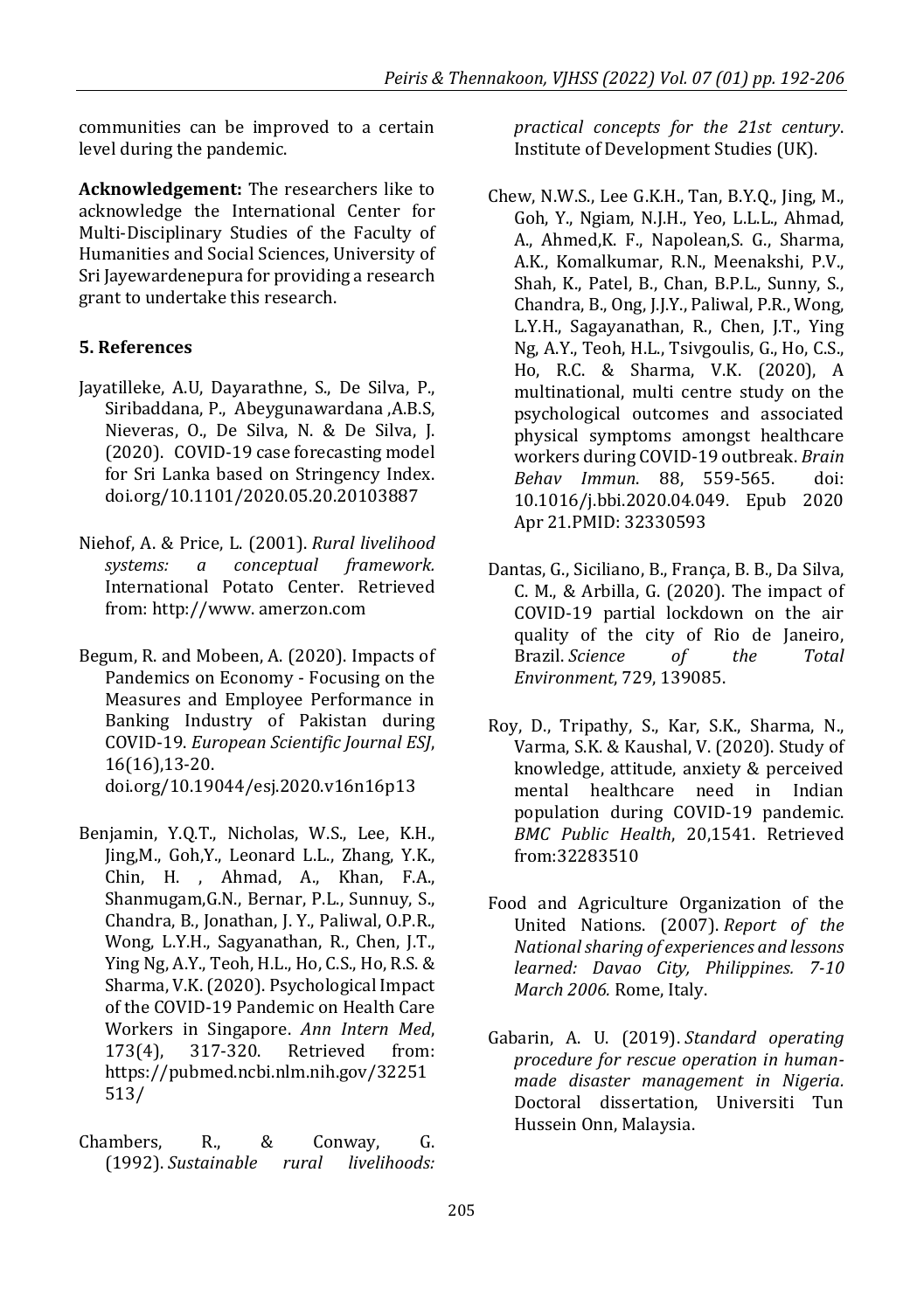communities can be improved to a certain level during the pandemic.

**Acknowledgement:** The researchers like to acknowledge the International Center for Multi-Disciplinary Studies of the Faculty of Humanities and Social Sciences, University of Sri Jayewardenepura for providing a research grant to undertake this research.

## 5. References

Jayatilleke, A.U, Dayarathne, S., De Silva, P., Siribaddana, P., Abeygunawardana ,A.B.S, Nieveras, O., De Silva, N. & De Silva, J. (2020). COVID-19 case forecasting model for Sri Lanka based on Stringency Index. doi.org/10.1101/2020.05.20.20103887

Niehof, A. & Price, L. (2001). *Rural livelihood systems: a conceptual framework.* International Potato Center. Retrieved from: http://www. amerzon.com

Begum, R. and Mobeen, A. (2020). Impacts of Pandemics on Economy - Focusing on the Measures and Employee Performance in Banking Industry of Pakistan during COVID-19. *European Scientific Journal ESJ*, 16(16),13-20. doi.org/10.19044/esj.2020.v16n16p13

Benjamin, Y.Q.T., Nicholas, W.S., Lee, K.H., Jing,M., Goh,Y., Leonard L.L., Zhang, Y.K., Chin, H. , Ahmad, A., Khan, F.A., Shanmugam,G.N., Bernar, P.L., Sunnuy, S., Chandra, B., Jonathan, J. Y., Paliwal, O.P.R., Wong, L.Y.H., Sagyanathan, R., Chen, J.T., Ying Ng, A.Y., Teoh, H.L., Ho, C.S., Ho, R.S. & Sharma, V.K. (2020). Psychological Impact of the COVID-19 Pandemic on Health Care Workers in Singapore. *Ann Intern Med*, 173(4), 317-320. Retrieved from: https://pubmed.ncbi.nlm.nih.gov/32251513/

Chambers, R., & Conway, G. (1992). *Sustainable rural livelihoods: practical concepts for the 21st century*. Institute of Development Studies (UK).

Chew, N.W.S., Lee G.K.H., Tan, B.Y.Q., Jing, M., Goh, Y., Ngiam, N.J.H., Yeo, L.L.L., Ahmad, A., Ahmed,K. F., Napolean,S. G., Sharma, A.K., Komalkumar, R.N., Meenakshi, P.V., Shah, K., Patel, B., Chan, B.P.L., Sunny, S., Chandra, B., Ong, J.J.Y., Paliwal, P.R., Wong, L.Y.H., Sagayanathan, R., Chen, J.T., Ying Ng, A.Y., Teoh, H.L., Tsivgoulis, G., Ho, C.S., Ho, R.C. & Sharma, V.K. (2020), A multinational, multi centre study on the psychological outcomes and associated physical symptoms amongst healthcare workers during COVID-19 outbreak. *Brain Behav Immun*. 88, 559-565. doi: 10.1016/j.bbi.2020.04.049. Epub 2020 Apr 21.PMID: 32330593

Dantas, G., Siciliano, B., França, B. B., Da Silva, C. M., & Arbilla, G. (2020). The impact of COVID-19 partial lockdown on the air quality of the city of Rio de Janeiro, Brazil. *Science of the Total Environment*, 729, 139085.

Roy, D., Tripathy, S., Kar, S.K., Sharma, N., Varma, S.K. & Kaushal, V. (2020). Study of knowledge, attitude, anxiety & perceived mental healthcare need in Indian population during COVID-19 pandemic. *BMC Public Health*, 20,1541. Retrieved from:32283510

Food and Agriculture Organization of the United Nations. (2007). *Report of the National sharing of experiences and lessons learned: Davao City, Philippines. 7-10 March 2006.* Rome, Italy.

Gabarin, A. U. (2019). *Standard operating procedure for rescue operation in human-made disaster management in Nigeria.* Doctoral dissertation, Universiti Tun Hussein Onn, Malaysia.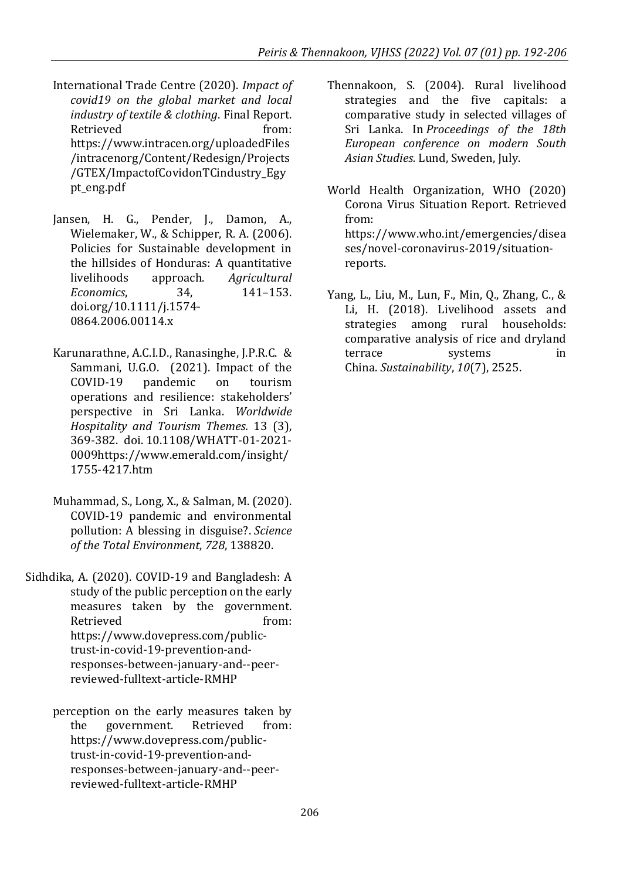International Trade Centre (2020). *Impact of covid19 on the global market and local industry of textile & clothing*. Final Report. Retrieved from: https://www.intracen.org/uploadedFiles/intracenorg/Content/Redesign/Projects/GTEX/ImpactofCovidonTCindustry_Egypt_eng.pdf

Jansen, H. G., Pender, J., Damon, A., Wielemaker, W., & Schipper, R. A. (2006). Policies for Sustainable development in the hillsides of Honduras: A quantitative livelihoods approach. *Agricultural Economics*, 34, 141–153. doi.org/10.1111/j.1574-0864.2006.00114.x

Karunarathne, A.C.I.D., Ranasinghe, J.P.R.C. & Sammani, U.G.O. (2021). Impact of the COVID-19 pandemic on tourism operations and resilience: stakeholders' perspective in Sri Lanka. *Worldwide Hospitality and Tourism Themes.* 13 (3), 369-382. doi. 10.1108/WHATT-01-2021-0009https://www.emerald.com/insight/1755-4217.htm

Muhammad, S., Long, X., & Salman, M. (2020). COVID-19 pandemic and environmental pollution: A blessing in disguise?. *Science of the Total Environment*, *728*, 138820.

Sidhdika, A. (2020). COVID-19 and Bangladesh: A study of the public perception on the early measures taken by the government. Retrieved from: https://www.dovepress.com/public-trust-in-covid-19-prevention-and-responses-between-january-and--peer-reviewed-fulltext-article-RMHP

perception on the early measures taken by the government. Retrieved from: https://www.dovepress.com/public-trust-in-covid-19-prevention-and-responses-between-january-and--peer-reviewed-fulltext-article-RMHP

Thennakoon, S. (2004). Rural livelihood strategies and the five capitals: a comparative study in selected villages of Sri Lanka. In *Proceedings of the 18th European conference on modern South Asian Studies.* Lund, Sweden, July.

World Health Organization, WHO (2020) Corona Virus Situation Report. Retrieved from: https://www.who.int/emergencies/diseases/novel-coronavirus-2019/situation-reports.

Yang, L., Liu, M., Lun, F., Min, Q., Zhang, C., & Li, H. (2018). Livelihood assets and strategies among rural households: comparative analysis of rice and dryland terrace systems in China. *Sustainability*, *10*(7), 2525.